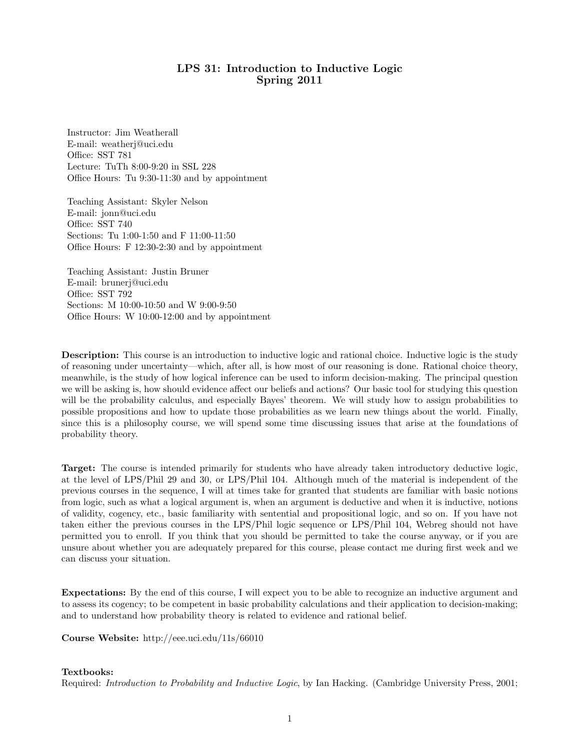# LPS 31: Introduction to Inductive Logic
## Spring 2011

Instructor: Jim Weatherall
E-mail: weatherj@uci.edu
Office: SST 781
Lecture: TuTh 8:00-9:20 in SSL 228
Office Hours: Tu 9:30-11:30 and by appointment

Teaching Assistant: Skyler Nelson
E-mail: jonn@uci.edu
Office: SST 740
Sections: Tu 1:00-1:50 and F 11:00-11:50
Office Hours: F 12:30-2:30 and by appointment

Teaching Assistant: Justin Bruner
E-mail: brunerj@uci.edu
Office: SST 792
Sections: M 10:00-10:50 and W 9:00-9:50
Office Hours: W 10:00-12:00 and by appointment

**Description:** This course is an introduction to inductive logic and rational choice. Inductive logic is the study of reasoning under uncertainty—which, after all, is how most of our reasoning is done. Rational choice theory, meanwhile, is the study of how logical inference can be used to inform decision-making. The principal question we will be asking is, how should evidence affect our beliefs and actions? Our basic tool for studying this question will be the probability calculus, and especially Bayes' theorem. We will study how to assign probabilities to possible propositions and how to update those probabilities as we learn new things about the world. Finally, since this is a philosophy course, we will spend some time discussing issues that arise at the foundations of probability theory.

**Target:** The course is intended primarily for students who have already taken introductory deductive logic, at the level of LPS/Phil 29 and 30, or LPS/Phil 104. Although much of the material is independent of the previous courses in the sequence, I will at times take for granted that students are familiar with basic notions from logic, such as what a logical argument is, when an argument is deductive and when it is inductive, notions of validity, cogency, etc., basic familiarity with sentential and propositional logic, and so on. If you have not taken either the previous courses in the LPS/Phil logic sequence or LPS/Phil 104, Webreg should not have permitted you to enroll. If you think that you should be permitted to take the course anyway, or if you are unsure about whether you are adequately prepared for this course, please contact me during first week and we can discuss your situation.

**Expectations:** By the end of this course, I will expect you to be able to recognize an inductive argument and to assess its cogency; to be competent in basic probability calculations and their application to decision-making; and to understand how probability theory is related to evidence and rational belief.

**Course Website:** http://eee.uci.edu/11s/66010

**Textbooks:**
Required: *Introduction to Probability and Inductive Logic*, by Ian Hacking. (Cambridge University Press, 2001;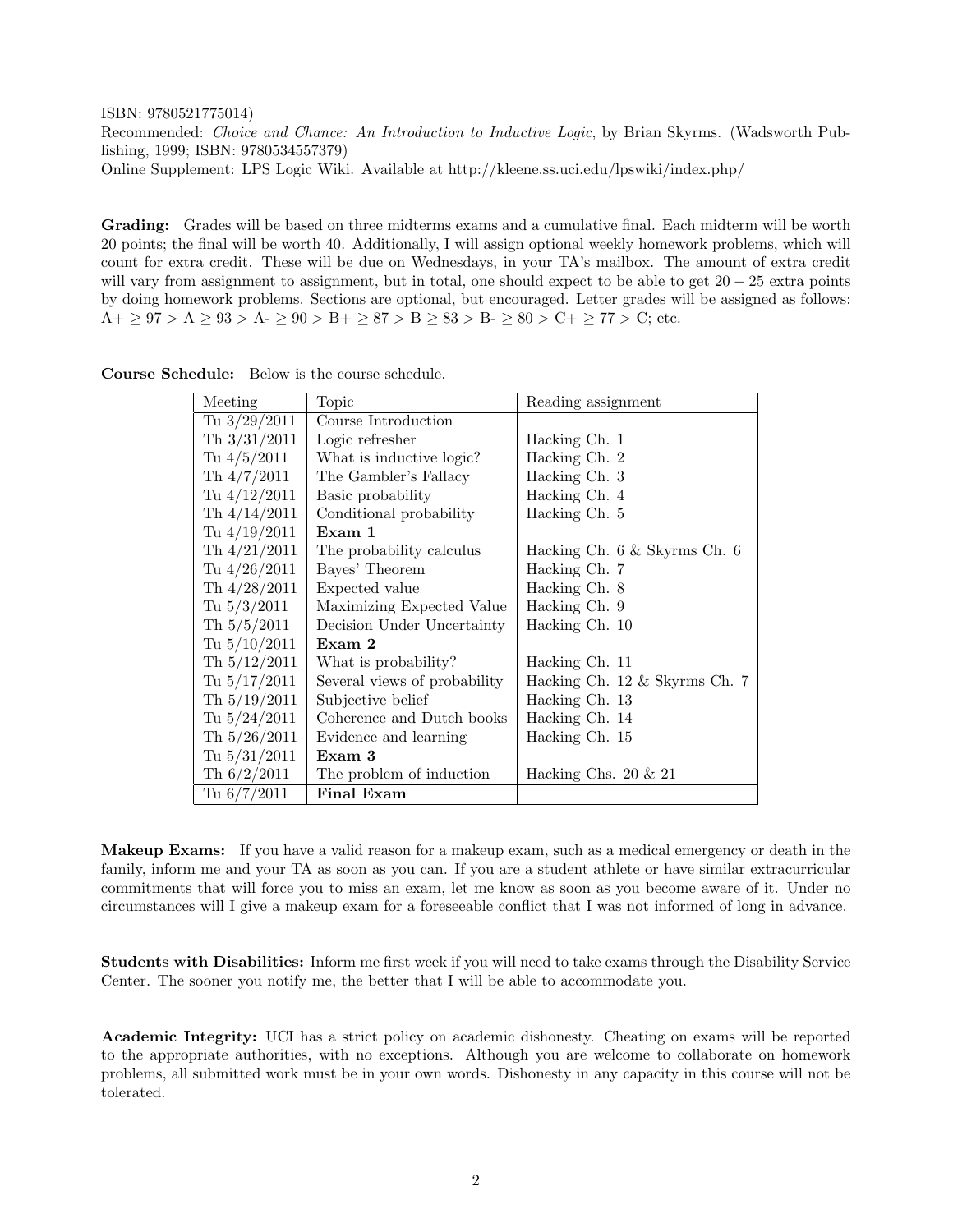ISBN: 9780521775014)

Recommended: *Choice and Chance: An Introduction to Inductive Logic*, by Brian Skyrms. (Wadsworth Publishing, 1999; ISBN: 9780534557379)

Online Supplement: LPS Logic Wiki. Available at http://kleene.ss.uci.edu/lpswiki/index.php/

**Grading:** Grades will be based on three midterms exams and a cumulative final. Each midterm will be worth 20 points; the final will be worth 40. Additionally, I will assign optional weekly homework problems, which will count for extra credit. These will be due on Wednesdays, in your TA's mailbox. The amount of extra credit will vary from assignment to assignment, but in total, one should expect to be able to get $20 - 25$ extra points by doing homework problems. Sections are optional, but encouraged. Letter grades will be assigned as follows: A+ $\geq 97 >$ A $\geq 93 >$ A- $\geq 90 >$ B+ $\geq 87 >$ B $\geq 83 >$ B- $\geq 80 >$ C+ $\geq 77 >$ C; etc.

**Course Schedule:** Below is the course schedule.

| Meeting | Topic | Reading assignment |
|---|---|---|
| Tu 3/29/2011 | Course Introduction | |
| Th 3/31/2011 | Logic refresher | Hacking Ch. 1 |
| Tu 4/5/2011 | What is inductive logic? | Hacking Ch. 2 |
| Th 4/7/2011 | The Gambler's Fallacy | Hacking Ch. 3 |
| Tu 4/12/2011 | Basic probability | Hacking Ch. 4 |
| Th 4/14/2011 | Conditional probability | Hacking Ch. 5 |
| Tu 4/19/2011 | **Exam 1** | |
| Th 4/21/2011 | The probability calculus | Hacking Ch. 6 & Skyrms Ch. 6 |
| Tu 4/26/2011 | Bayes' Theorem | Hacking Ch. 7 |
| Th 4/28/2011 | Expected value | Hacking Ch. 8 |
| Tu 5/3/2011 | Maximizing Expected Value | Hacking Ch. 9 |
| Th 5/5/2011 | Decision Under Uncertainty | Hacking Ch. 10 |
| Tu 5/10/2011 | **Exam 2** | |
| Th 5/12/2011 | What is probability? | Hacking Ch. 11 |
| Tu 5/17/2011 | Several views of probability | Hacking Ch. 12 & Skyrms Ch. 7 |
| Th 5/19/2011 | Subjective belief | Hacking Ch. 13 |
| Tu 5/24/2011 | Coherence and Dutch books | Hacking Ch. 14 |
| Th 5/26/2011 | Evidence and learning | Hacking Ch. 15 |
| Tu 5/31/2011 | **Exam 3** | |
| Th 6/2/2011 | The problem of induction | Hacking Chs. 20 & 21 |
| Tu 6/7/2011 | **Final Exam** | |

**Makeup Exams:** If you have a valid reason for a makeup exam, such as a medical emergency or death in the family, inform me and your TA as soon as you can. If you are a student athlete or have similar extracurricular commitments that will force you to miss an exam, let me know as soon as you become aware of it. Under no circumstances will I give a makeup exam for a foreseeable conflict that I was not informed of long in advance.

**Students with Disabilities:** Inform me first week if you will need to take exams through the Disability Service Center. The sooner you notify me, the better that I will be able to accommodate you.

**Academic Integrity:** UCI has a strict policy on academic dishonesty. Cheating on exams will be reported to the appropriate authorities, with no exceptions. Although you are welcome to collaborate on homework problems, all submitted work must be in your own words. Dishonesty in any capacity in this course will not be tolerated.